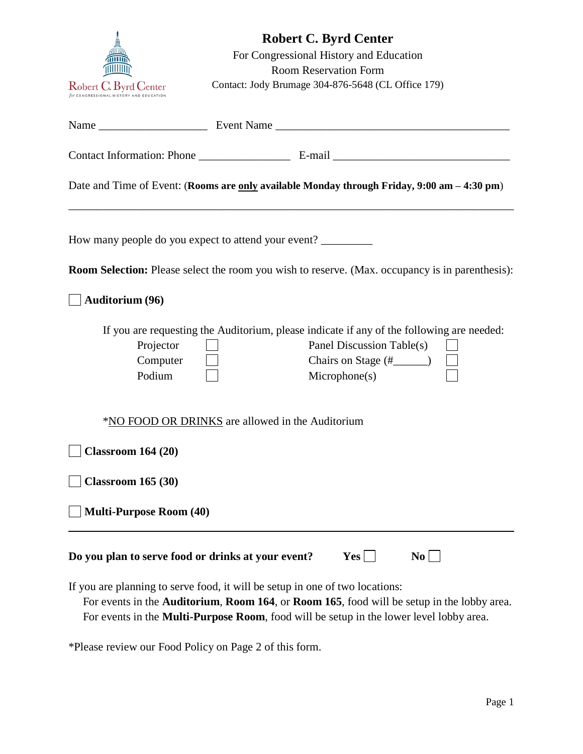# Robert C. Byrd Center

For Congressional History and Education

Room Reservation Form

Contact: Jody Brumage 304-876-5648 (CL Office 179)

Name ___________________ Event Name __________________________________________

Contact Information: Phone ________________ E-mail _______________________________

Date and Time of Event: (**Rooms are <u>only</u> available Monday through Friday, 9:00 am – 4:30 pm**)

_______________________________________________________________________________

How many people do you expect to attend your event? _________

**Room Selection:** Please select the room you wish to reserve. (Max. occupancy is in parenthesis):

☐ **Auditorium (96)**

If you are requesting the Auditorium, please indicate if any of the following are needed:

| | | | |
|---|---|---|---|
| Projector | ☐ | Panel Discussion Table(s) | ☐ |
| Computer | ☐ | Chairs on Stage (#______) | ☐ |
| Podium | ☐ | Microphone(s) | ☐ |

*<u>NO FOOD OR DRINKS</u> are allowed in the Auditorium

☐ **Classroom 164 (20)**

☐ **Classroom 165 (30)**

☐ **Multi-Purpose Room (40)**

---

**Do you plan to serve food or drinks at your event?** **Yes** ☐ **No** ☐

If you are planning to serve food, it will be setup in one of two locations:

For events in the **Auditorium**, **Room 164**, or **Room 165**, food will be setup in the lobby area.
For events in the **Multi-Purpose Room**, food will be setup in the lower level lobby area.

*Please review our Food Policy on Page 2 of this form.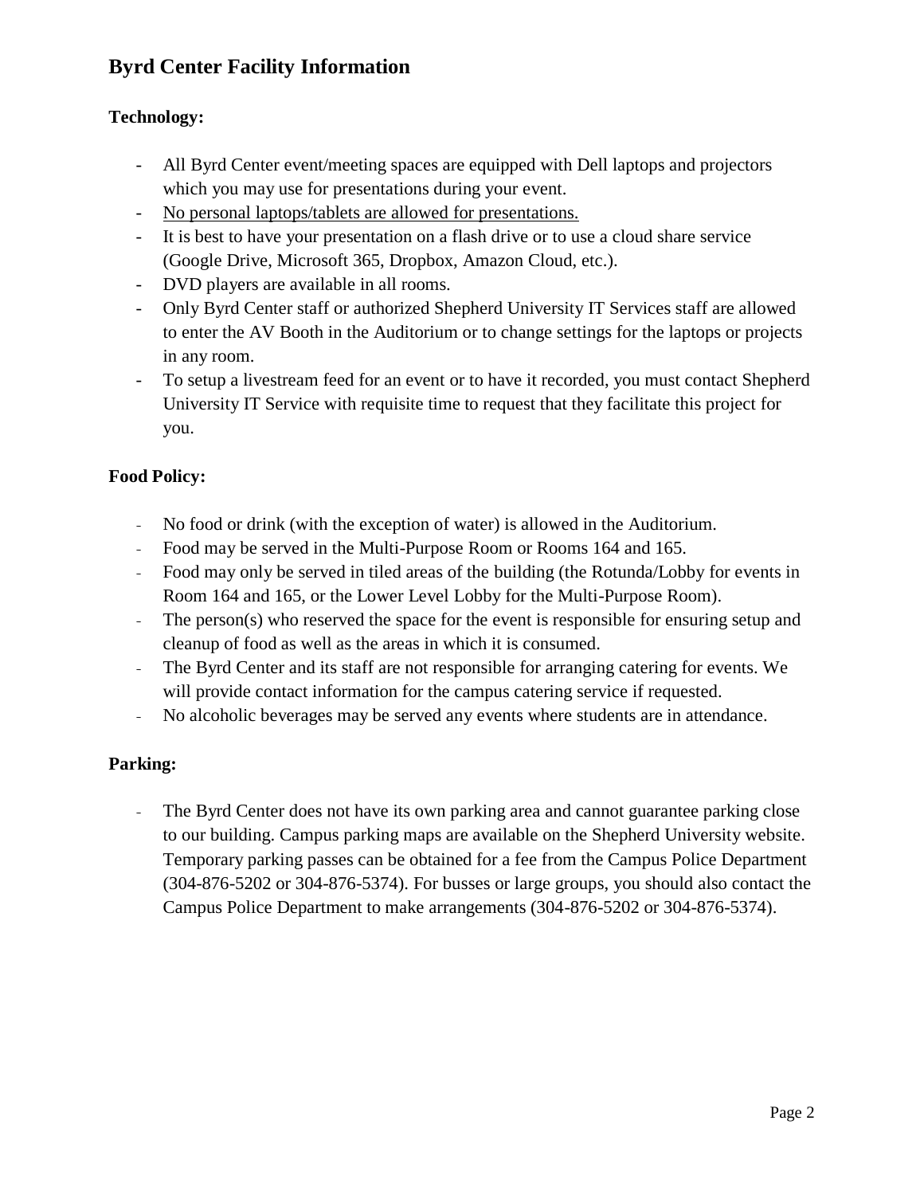## Byrd Center Facility Information

**Technology:**

- All Byrd Center event/meeting spaces are equipped with Dell laptops and projectors which you may use for presentations during your event.
- <u>No personal laptops/tablets are allowed for presentations.</u>
- It is best to have your presentation on a flash drive or to use a cloud share service (Google Drive, Microsoft 365, Dropbox, Amazon Cloud, etc.).
- DVD players are available in all rooms.
- Only Byrd Center staff or authorized Shepherd University IT Services staff are allowed to enter the AV Booth in the Auditorium or to change settings for the laptops or projects in any room.
- To setup a livestream feed for an event or to have it recorded, you must contact Shepherd University IT Service with requisite time to request that they facilitate this project for you.

**Food Policy:**

- No food or drink (with the exception of water) is allowed in the Auditorium.
- Food may be served in the Multi-Purpose Room or Rooms 164 and 165.
- Food may only be served in tiled areas of the building (the Rotunda/Lobby for events in Room 164 and 165, or the Lower Level Lobby for the Multi-Purpose Room).
- The person(s) who reserved the space for the event is responsible for ensuring setup and cleanup of food as well as the areas in which it is consumed.
- The Byrd Center and its staff are not responsible for arranging catering for events. We will provide contact information for the campus catering service if requested.
- No alcoholic beverages may be served any events where students are in attendance.

**Parking:**

- The Byrd Center does not have its own parking area and cannot guarantee parking close to our building. Campus parking maps are available on the Shepherd University website. Temporary parking passes can be obtained for a fee from the Campus Police Department (304-876-5202 or 304-876-5374). For busses or large groups, you should also contact the Campus Police Department to make arrangements (304-876-5202 or 304-876-5374).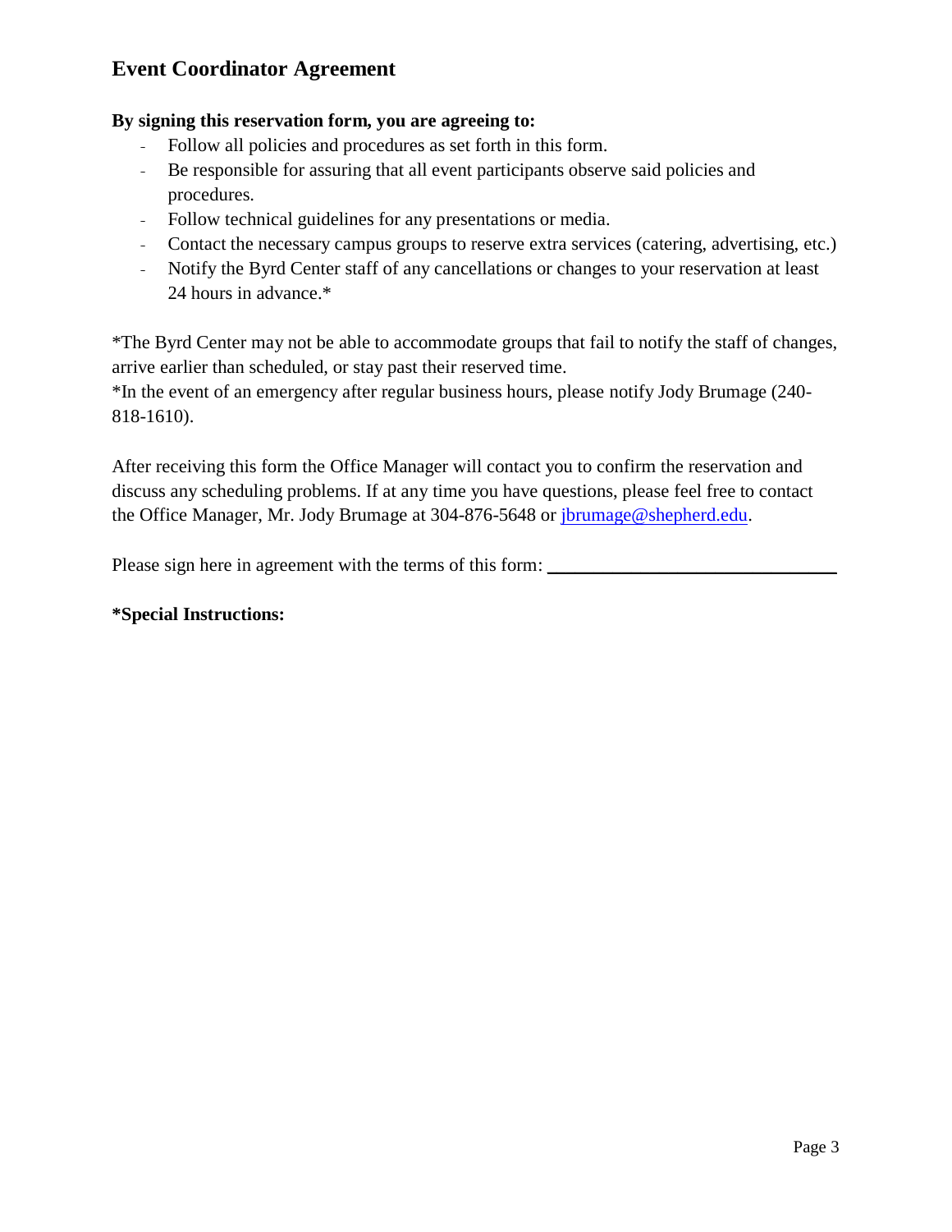## Event Coordinator Agreement

**By signing this reservation form, you are agreeing to:**

- Follow all policies and procedures as set forth in this form.
- Be responsible for assuring that all event participants observe said policies and procedures.
- Follow technical guidelines for any presentations or media.
- Contact the necessary campus groups to reserve extra services (catering, advertising, etc.)
- Notify the Byrd Center staff of any cancellations or changes to your reservation at least 24 hours in advance.*

*The Byrd Center may not be able to accommodate groups that fail to notify the staff of changes, arrive earlier than scheduled, or stay past their reserved time.
*In the event of an emergency after regular business hours, please notify Jody Brumage (240-818-1610).

After receiving this form the Office Manager will contact you to confirm the reservation and discuss any scheduling problems. If at any time you have questions, please feel free to contact the Office Manager, Mr. Jody Brumage at 304-876-5648 or jbrumage@shepherd.edu.

Please sign here in agreement with the terms of this form: ______________________________

**\*Special Instructions:**